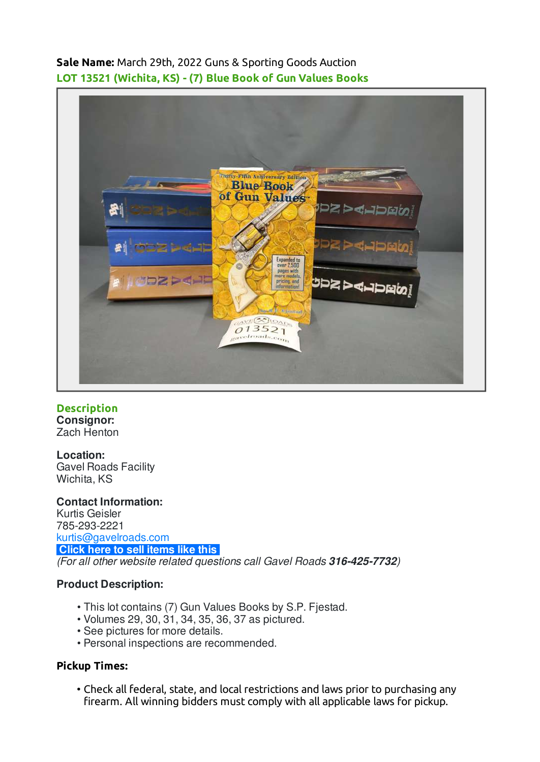**Sale Name:** March 29th, 2022 Guns & Sporting Goods Auction

**LOT 13521 (Wichita, KS) - (7) Blue Book of Gun Values Books**

## Description

**Consignor:**
Zach Henton

**Location:**
Gavel Roads Facility
Wichita, KS

**Contact Information:**
Kurtis Geisler
785-293-2221
kurtis@gavelroads.com
**Click here to sell items like this**
*(For all other website related questions call Gavel Roads **316-425-7732**)*

**Product Description:**

- This lot contains (7) Gun Values Books by S.P. Fjestad.
- Volumes 29, 30, 31, 34, 35, 36, 37 as pictured.
- See pictures for more details.
- Personal inspections are recommended.

**Pickup Times:**

- Check all federal, state, and local restrictions and laws prior to purchasing any firearm. All winning bidders must comply with all applicable laws for pickup.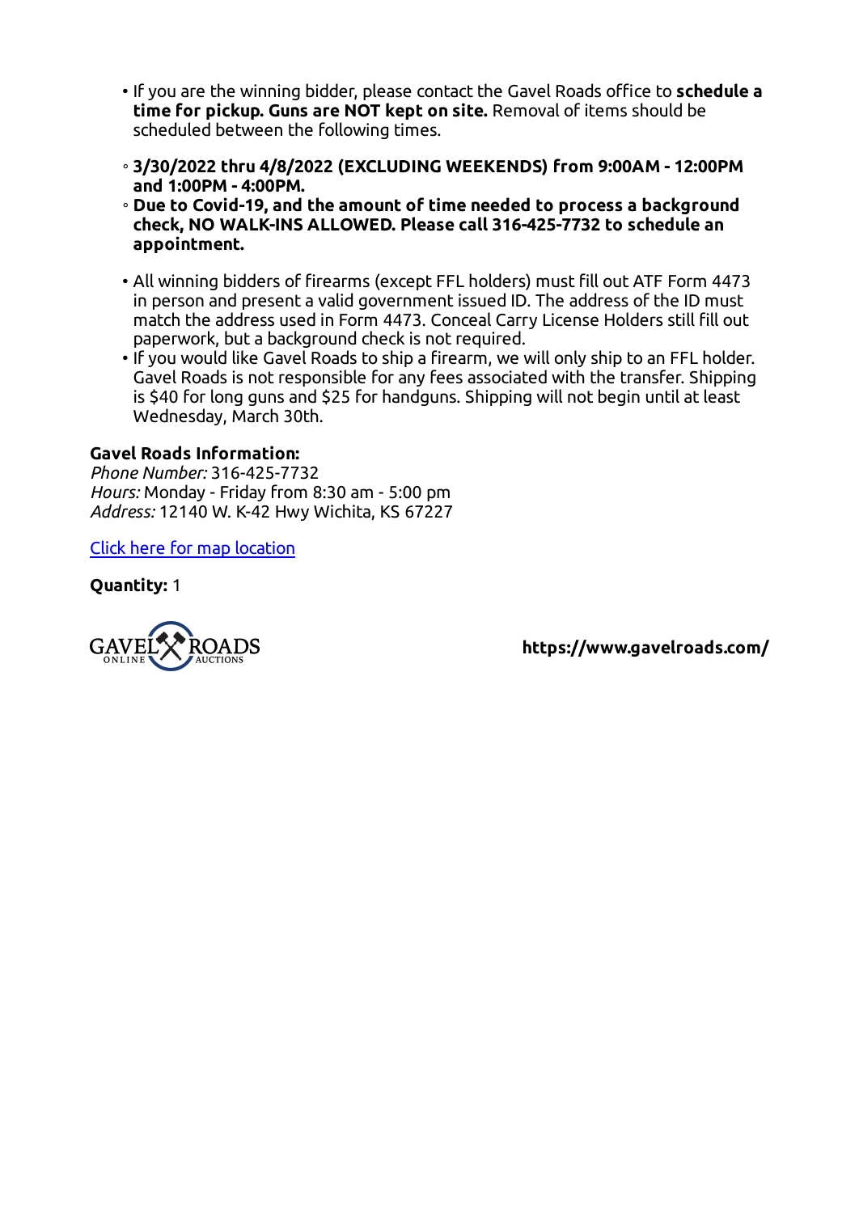- If you are the winning bidder, please contact the Gavel Roads office to **schedule a time for pickup. Guns are NOT kept on site.** Removal of items should be scheduled between the following times.
  - **3/30/2022 thru 4/8/2022 (EXCLUDING WEEKENDS) from 9:00AM - 12:00PM and 1:00PM - 4:00PM.**
  - **Due to Covid-19, and the amount of time needed to process a background check, NO WALK-INS ALLOWED. Please call 316-425-7732 to schedule an appointment.**
- All winning bidders of firearms (except FFL holders) must fill out ATF Form 4473 in person and present a valid government issued ID. The address of the ID must match the address used in Form 4473. Conceal Carry License Holders still fill out paperwork, but a background check is not required.
- If you would like Gavel Roads to ship a firearm, we will only ship to an FFL holder. Gavel Roads is not responsible for any fees associated with the transfer. Shipping is $40 for long guns and $25 for handguns. Shipping will not begin until at least Wednesday, March 30th.

**Gavel Roads Information:**
*Phone Number:* 316-425-7732
*Hours:* Monday - Friday from 8:30 am - 5:00 pm
*Address:* 12140 W. K-42 Hwy Wichita, KS 67227

Click here for map location

**Quantity:** 1

GAVEL ROADS ONLINE AUCTIONS **https://www.gavelroads.com/**